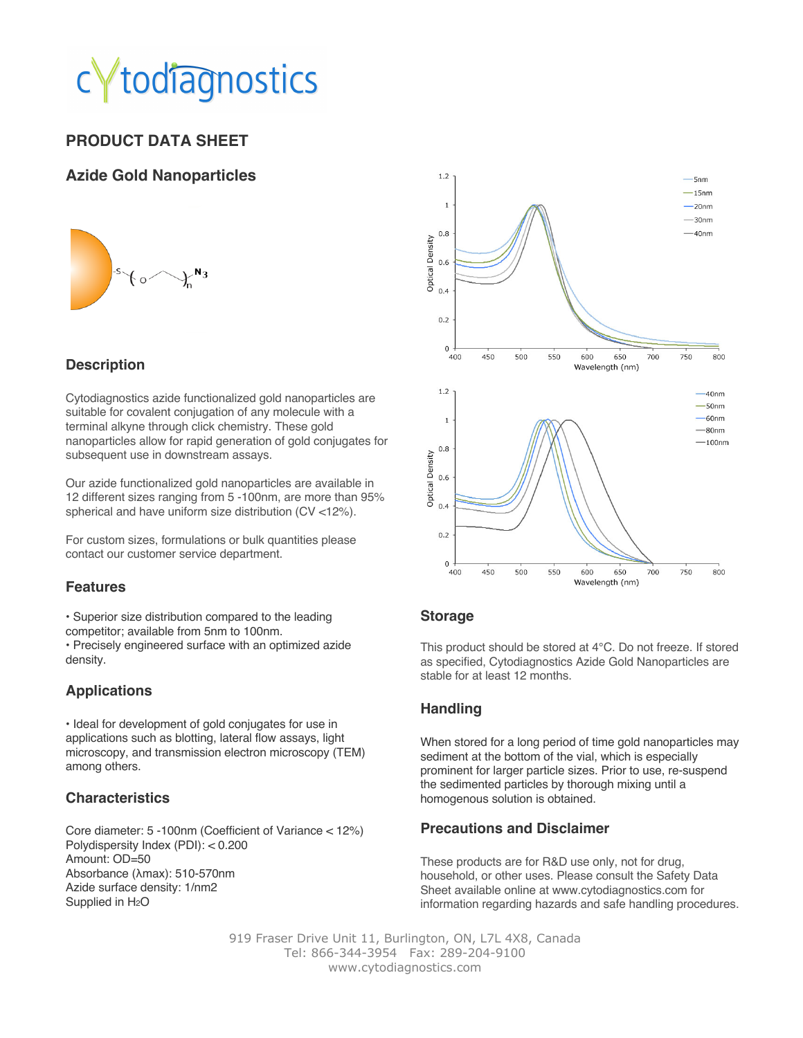# PRODUCT DATA SHEET

## Azide Gold Nanoparticles

### Description

Cytodiagnostics azide functionalized gold nanoparticles are suitable for covalent conjugation of any molecule with a terminal alkyne through click chemistry. These gold nanoparticles allow for rapid generation of gold conjugates for subsequent use in downstream assays.

Our azide functionalized gold nanoparticles are available in 12 different sizes ranging from 5 -100nm, are more than 95% spherical and have uniform size distribution (CV <12%).

For custom sizes, formulations or bulk quantities please contact our customer service department.

### Features

- Superior size distribution compared to the leading competitor; available from 5nm to 100nm.
- Precisely engineered surface with an optimized azide density.

### Applications

- Ideal for development of gold conjugates for use in applications such as blotting, lateral flow assays, light microscopy, and transmission electron microscopy (TEM) among others.

### Characteristics

Core diameter: 5 -100nm (Coefficient of Variance < 12%)
Polydispersity Index (PDI): < 0.200
Amount: OD=50
Absorbance (λmax): 510-570nm
Azide surface density: 1/nm2
Supplied in $H_2O$

### Storage

This product should be stored at 4°C. Do not freeze. If stored as specified, Cytodiagnostics Azide Gold Nanoparticles are stable for at least 12 months.

### Handling

When stored for a long period of time gold nanoparticles may sediment at the bottom of the vial, which is especially prominent for larger particle sizes. Prior to use, re-suspend the sedimented particles by thorough mixing until a homogenous solution is obtained.

### Precautions and Disclaimer

These products are for R&D use only, not for drug, household, or other uses. Please consult the Safety Data Sheet available online at www.cytodiagnostics.com for information regarding hazards and safe handling procedures.

919 Fraser Drive Unit 11, Burlington, ON, L7L 4X8, Canada
Tel: 866-344-3954 Fax: 289-204-9100
www.cytodiagnostics.com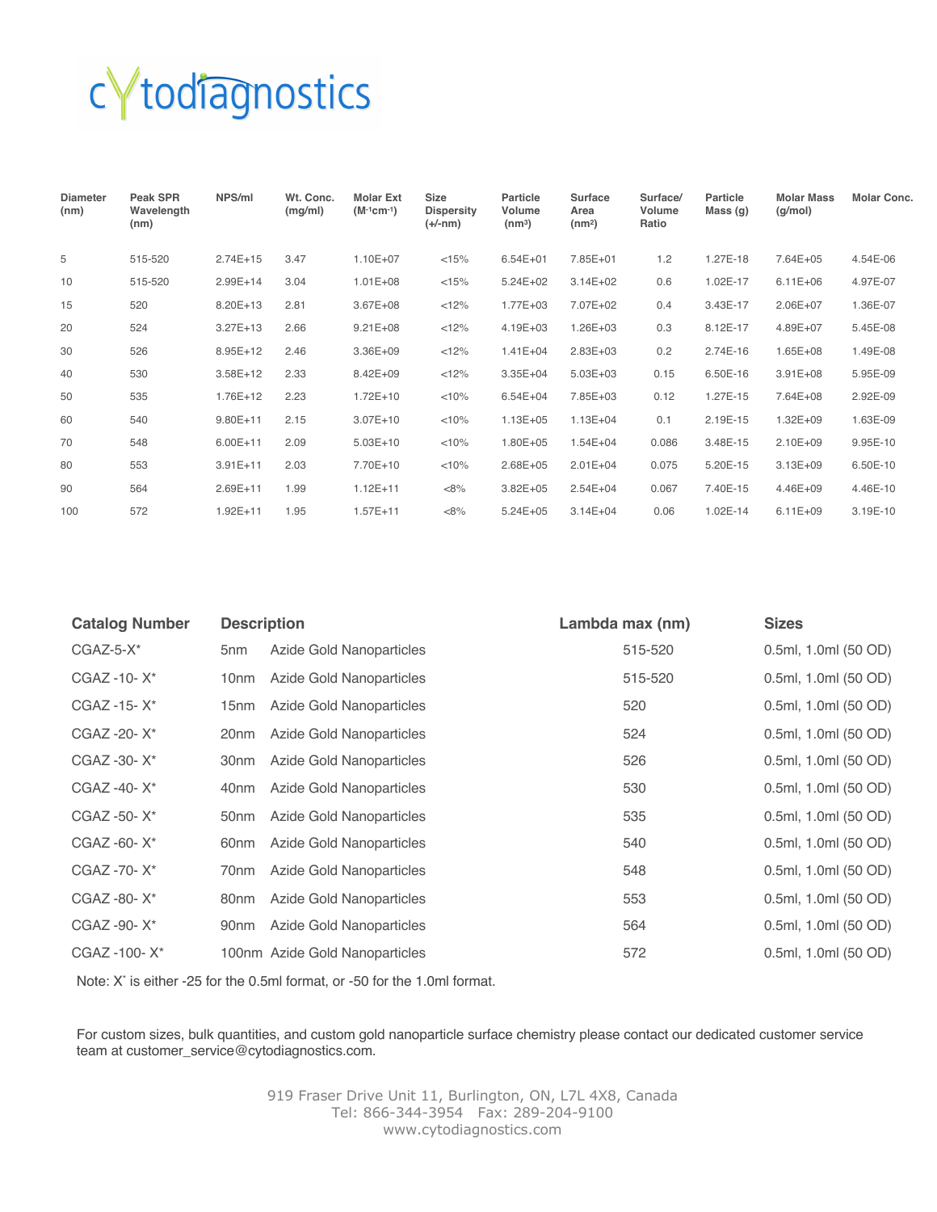| Diameter (nm) | Peak SPR Wavelength (nm) | NPS/ml | Wt. Conc. (mg/ml) | Molar Ext ($M^{-1}cm^{-1}$) | Size Dispersity (+/-nm) | Particle Volume ($nm^3$) | Surface Area ($nm^2$) | Surface/ Volume Ratio | Particle Mass (g) | Molar Mass (g/mol) | Molar Conc. |
|---|---|---|---|---|---|---|---|---|---|---|---|
| 5 | 515-520 | 2.74E+15 | 3.47 | 1.10E+07 | <15% | 6.54E+01 | 7.85E+01 | 1.2 | 1.27E-18 | 7.64E+05 | 4.54E-06 |
| 10 | 515-520 | 2.99E+14 | 3.04 | 1.01E+08 | <15% | 5.24E+02 | 3.14E+02 | 0.6 | 1.02E-17 | 6.11E+06 | 4.97E-07 |
| 15 | 520 | 8.20E+13 | 2.81 | 3.67E+08 | <12% | 1.77E+03 | 7.07E+02 | 0.4 | 3.43E-17 | 2.06E+07 | 1.36E-07 |
| 20 | 524 | 3.27E+13 | 2.66 | 9.21E+08 | <12% | 4.19E+03 | 1.26E+03 | 0.3 | 8.12E-17 | 4.89E+07 | 5.45E-08 |
| 30 | 526 | 8.95E+12 | 2.46 | 3.36E+09 | <12% | 1.41E+04 | 2.83E+03 | 0.2 | 2.74E-16 | 1.65E+08 | 1.49E-08 |
| 40 | 530 | 3.58E+12 | 2.33 | 8.42E+09 | <12% | 3.35E+04 | 5.03E+03 | 0.15 | 6.50E-16 | 3.91E+08 | 5.95E-09 |
| 50 | 535 | 1.76E+12 | 2.23 | 1.72E+10 | <10% | 6.54E+04 | 7.85E+03 | 0.12 | 1.27E-15 | 7.64E+08 | 2.92E-09 |
| 60 | 540 | 9.80E+11 | 2.15 | 3.07E+10 | <10% | 1.13E+05 | 1.13E+04 | 0.1 | 2.19E-15 | 1.32E+09 | 1.63E-09 |
| 70 | 548 | 6.00E+11 | 2.09 | 5.03E+10 | <10% | 1.80E+05 | 1.54E+04 | 0.086 | 3.48E-15 | 2.10E+09 | 9.95E-10 |
| 80 | 553 | 3.91E+11 | 2.03 | 7.70E+10 | <10% | 2.68E+05 | 2.01E+04 | 0.075 | 5.20E-15 | 3.13E+09 | 6.50E-10 |
| 90 | 564 | 2.69E+11 | 1.99 | 1.12E+11 | <8% | 3.82E+05 | 2.54E+04 | 0.067 | 7.40E-15 | 4.46E+09 | 4.46E-10 |
| 100 | 572 | 1.92E+11 | 1.95 | 1.57E+11 | <8% | 5.24E+05 | 3.14E+04 | 0.06 | 1.02E-14 | 6.11E+09 | 3.19E-10 |

| Catalog Number | Description | | Lambda max (nm) | Sizes |
|---|---|---|---|---|
| CGAZ-5-X* | 5nm | Azide Gold Nanoparticles | 515-520 | 0.5ml, 1.0ml (50 OD) |
| CGAZ -10- X* | 10nm | Azide Gold Nanoparticles | 515-520 | 0.5ml, 1.0ml (50 OD) |
| CGAZ -15- X* | 15nm | Azide Gold Nanoparticles | 520 | 0.5ml, 1.0ml (50 OD) |
| CGAZ -20- X* | 20nm | Azide Gold Nanoparticles | 524 | 0.5ml, 1.0ml (50 OD) |
| CGAZ -30- X* | 30nm | Azide Gold Nanoparticles | 526 | 0.5ml, 1.0ml (50 OD) |
| CGAZ -40- X* | 40nm | Azide Gold Nanoparticles | 530 | 0.5ml, 1.0ml (50 OD) |
| CGAZ -50- X* | 50nm | Azide Gold Nanoparticles | 535 | 0.5ml, 1.0ml (50 OD) |
| CGAZ -60- X* | 60nm | Azide Gold Nanoparticles | 540 | 0.5ml, 1.0ml (50 OD) |
| CGAZ -70- X* | 70nm | Azide Gold Nanoparticles | 548 | 0.5ml, 1.0ml (50 OD) |
| CGAZ -80- X* | 80nm | Azide Gold Nanoparticles | 553 | 0.5ml, 1.0ml (50 OD) |
| CGAZ -90- X* | 90nm | Azide Gold Nanoparticles | 564 | 0.5ml, 1.0ml (50 OD) |
| CGAZ -100- X* | 100nm | Azide Gold Nanoparticles | 572 | 0.5ml, 1.0ml (50 OD) |

Note: X* is either -25 for the 0.5ml format, or -50 for the 1.0ml format.

For custom sizes, bulk quantities, and custom gold nanoparticle surface chemistry please contact our dedicated customer service team at customer_service@cytodiagnostics.com.

919 Fraser Drive Unit 11, Burlington, ON, L7L 4X8, Canada
Tel: 866-344-3954 Fax: 289-204-9100
www.cytodiagnostics.com